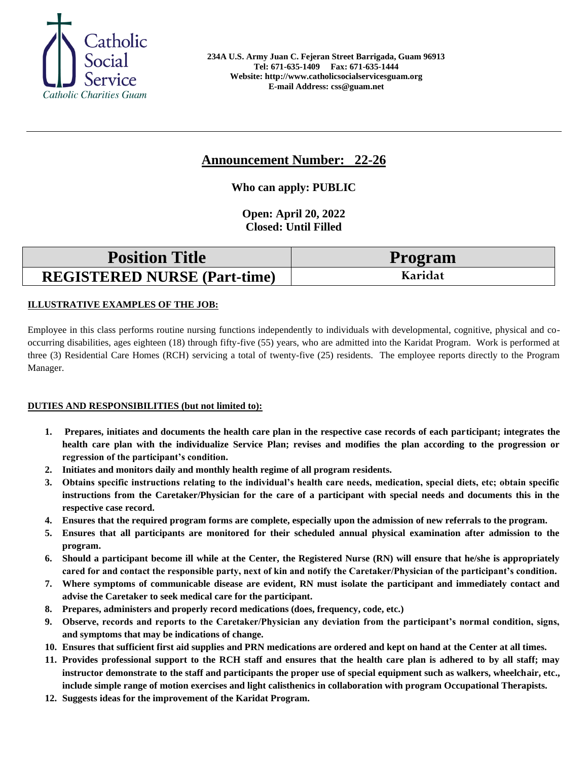Catholic Social Service
*Catholic Charities Guam*

**234A U.S. Army Juan C. Fejeran Street Barrigada, Guam 96913**
**Tel: 671-635-1409 Fax: 671-635-1444**
**Website: http://www.catholicsocialservicesguam.org**
**E-mail Address: css@guam.net**

---

# Announcement Number: 22-26

**Who can apply: PUBLIC**

**Open: April 20, 2022**
**Closed: Until Filled**

| Position Title | Program |
|---|---|
| **REGISTERED NURSE (Part-time)** | **Karidat** |

**ILLUSTRATIVE EXAMPLES OF THE JOB:**

Employee in this class performs routine nursing functions independently to individuals with developmental, cognitive, physical and co-occurring disabilities, ages eighteen (18) through fifty-five (55) years, who are admitted into the Karidat Program. Work is performed at three (3) Residential Care Homes (RCH) servicing a total of twenty-five (25) residents. The employee reports directly to the Program Manager.

**DUTIES AND RESPONSIBILITIES (but not limited to):**

1. **Prepares, initiates and documents the health care plan in the respective case records of each participant; integrates the health care plan with the individualize Service Plan; revises and modifies the plan according to the progression or regression of the participant's condition.**
2. **Initiates and monitors daily and monthly health regime of all program residents.**
3. **Obtains specific instructions relating to the individual's health care needs, medication, special diets, etc; obtain specific instructions from the Caretaker/Physician for the care of a participant with special needs and documents this in the respective case record.**
4. **Ensures that the required program forms are complete, especially upon the admission of new referrals to the program.**
5. **Ensures that all participants are monitored for their scheduled annual physical examination after admission to the program.**
6. **Should a participant become ill while at the Center, the Registered Nurse (RN) will ensure that he/she is appropriately cared for and contact the responsible party, next of kin and notify the Caretaker/Physician of the participant's condition.**
7. **Where symptoms of communicable disease are evident, RN must isolate the participant and immediately contact and advise the Caretaker to seek medical care for the participant.**
8. **Prepares, administers and properly record medications (does, frequency, code, etc.)**
9. **Observe, records and reports to the Caretaker/Physician any deviation from the participant's normal condition, signs, and symptoms that may be indications of change.**
10. **Ensures that sufficient first aid supplies and PRN medications are ordered and kept on hand at the Center at all times.**
11. **Provides professional support to the RCH staff and ensures that the health care plan is adhered to by all staff; may instructor demonstrate to the staff and participants the proper use of special equipment such as walkers, wheelchair, etc., include simple range of motion exercises and light calisthenics in collaboration with program Occupational Therapists.**
12. **Suggests ideas for the improvement of the Karidat Program.**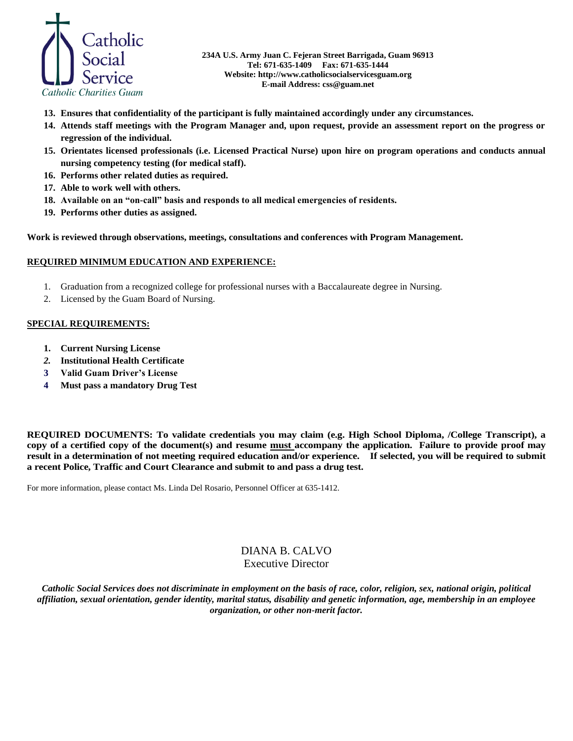234A U.S. Army Juan C. Fejeran Street Barrigada, Guam 96913
Tel: 671-635-1409 Fax: 671-635-1444
Website: http://www.catholicsocialservicesguam.org
E-mail Address: css@guam.net

13. **Ensures that confidentiality of the participant is fully maintained accordingly under any circumstances.**
14. **Attends staff meetings with the Program Manager and, upon request, provide an assessment report on the progress or regression of the individual.**
15. **Orientates licensed professionals (i.e. Licensed Practical Nurse) upon hire on program operations and conducts annual nursing competency testing (for medical staff).**
16. **Performs other related duties as required.**
17. **Able to work well with others.**
18. **Available on an "on-call" basis and responds to all medical emergencies of residents.**
19. **Performs other duties as assigned.**

**Work is reviewed through observations, meetings, consultations and conferences with Program Management.**

**REQUIRED MINIMUM EDUCATION AND EXPERIENCE:**

1. Graduation from a recognized college for professional nurses with a Baccalaureate degree in Nursing.
2. Licensed by the Guam Board of Nursing.

**SPECIAL REQUIREMENTS:**

1. **Current Nursing License**
2. **Institutional Health Certificate**
3. **Valid Guam Driver's License**
4. **Must pass a mandatory Drug Test**

**REQUIRED DOCUMENTS: To validate credentials you may claim (e.g. High School Diploma, /College Transcript), a copy of a certified copy of the document(s) and resume must accompany the application. Failure to provide proof may result in a determination of not meeting required education and/or experience. If selected, you will be required to submit a recent Police, Traffic and Court Clearance and submit to and pass a drug test.**

For more information, please contact Ms. Linda Del Rosario, Personnel Officer at 635-1412.

DIANA B. CALVO
Executive Director

***Catholic Social Services does not discriminate in employment on the basis of race, color, religion, sex, national origin, political affiliation, sexual orientation, gender identity, marital status, disability and genetic information, age, membership in an employee organization, or other non-merit factor.***